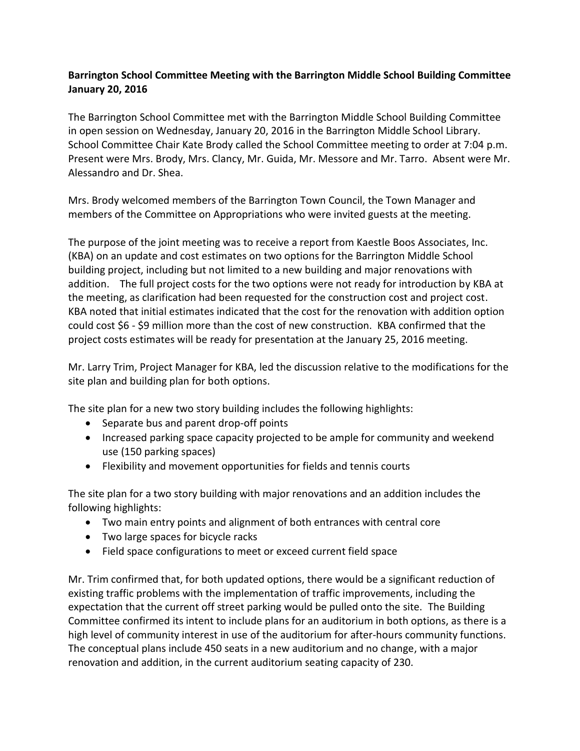**Barrington School Committee Meeting with the Barrington Middle School Building Committee January 20, 2016**

The Barrington School Committee met with the Barrington Middle School Building Committee in open session on Wednesday, January 20, 2016 in the Barrington Middle School Library. School Committee Chair Kate Brody called the School Committee meeting to order at 7:04 p.m. Present were Mrs. Brody, Mrs. Clancy, Mr. Guida, Mr. Messore and Mr. Tarro. Absent were Mr. Alessandro and Dr. Shea.

Mrs. Brody welcomed members of the Barrington Town Council, the Town Manager and members of the Committee on Appropriations who were invited guests at the meeting.

The purpose of the joint meeting was to receive a report from Kaestle Boos Associates, Inc. (KBA) on an update and cost estimates on two options for the Barrington Middle School building project, including but not limited to a new building and major renovations with addition. The full project costs for the two options were not ready for introduction by KBA at the meeting, as clarification had been requested for the construction cost and project cost. KBA noted that initial estimates indicated that the cost for the renovation with addition option could cost $6 - $9 million more than the cost of new construction. KBA confirmed that the project costs estimates will be ready for presentation at the January 25, 2016 meeting.

Mr. Larry Trim, Project Manager for KBA, led the discussion relative to the modifications for the site plan and building plan for both options.

The site plan for a new two story building includes the following highlights:

- Separate bus and parent drop-off points
- Increased parking space capacity projected to be ample for community and weekend use (150 parking spaces)
- Flexibility and movement opportunities for fields and tennis courts

The site plan for a two story building with major renovations and an addition includes the following highlights:

- Two main entry points and alignment of both entrances with central core
- Two large spaces for bicycle racks
- Field space configurations to meet or exceed current field space

Mr. Trim confirmed that, for both updated options, there would be a significant reduction of existing traffic problems with the implementation of traffic improvements, including the expectation that the current off street parking would be pulled onto the site. The Building Committee confirmed its intent to include plans for an auditorium in both options, as there is a high level of community interest in use of the auditorium for after-hours community functions. The conceptual plans include 450 seats in a new auditorium and no change, with a major renovation and addition, in the current auditorium seating capacity of 230.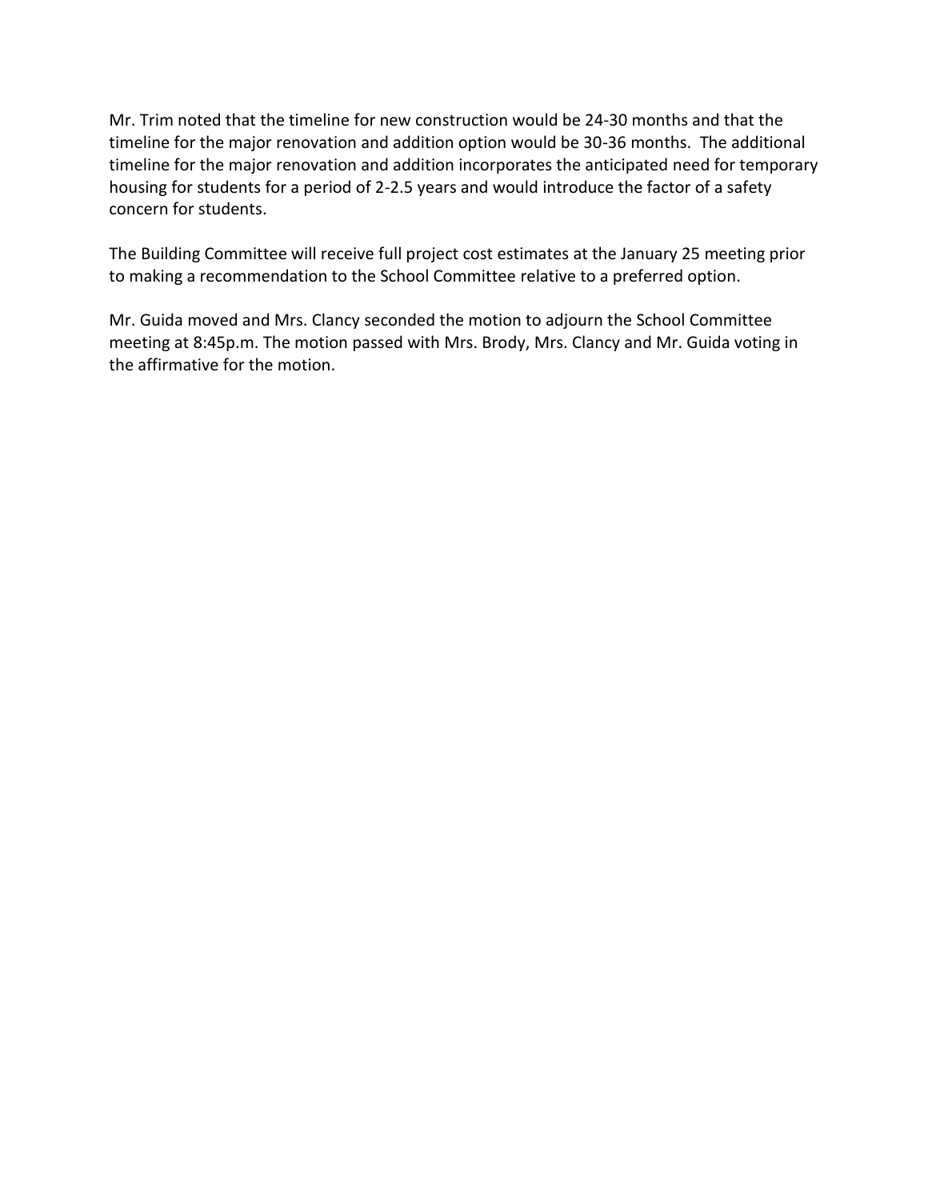Mr. Trim noted that the timeline for new construction would be 24-30 months and that the timeline for the major renovation and addition option would be 30-36 months. The additional timeline for the major renovation and addition incorporates the anticipated need for temporary housing for students for a period of 2-2.5 years and would introduce the factor of a safety concern for students.

The Building Committee will receive full project cost estimates at the January 25 meeting prior to making a recommendation to the School Committee relative to a preferred option.

Mr. Guida moved and Mrs. Clancy seconded the motion to adjourn the School Committee meeting at 8:45p.m. The motion passed with Mrs. Brody, Mrs. Clancy and Mr. Guida voting in the affirmative for the motion.